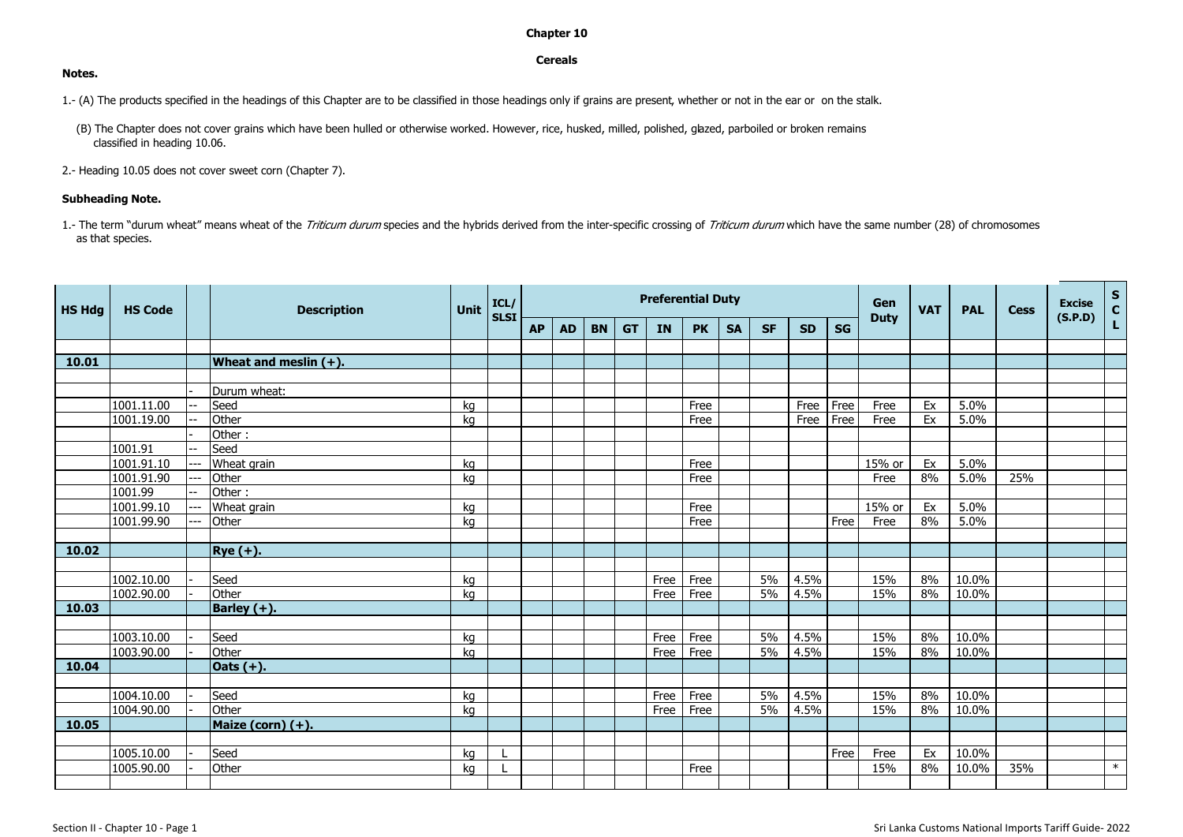# Chapter 10

## Cereals

**Notes.**

1.- (A) The products specified in the headings of this Chapter are to be classified in those headings only if grains are present, whether or not in the ear or on the stalk.

(B) The Chapter does not cover grains which have been hulled or otherwise worked. However, rice, husked, milled, polished, glazed, parboiled or broken remains classified in heading 10.06.

2.- Heading 10.05 does not cover sweet corn (Chapter 7).

**Subheading Note.**

1.- The term "durum wheat" means wheat of the *Triticum durum* species and the hybrids derived from the inter-specific crossing of *Triticum durum* which have the same number (28) of chromosomes as that species.

| HS Hdg | HS Code | | Description | Unit | ICL/ SLSI | Preferential Duty | | | | | | | | | | Gen Duty | VAT | PAL | Cess | Excise (S.P.D) | S C L |
|---|---|---|---|---|---|---|---|---|---|---|---|---|---|---|---|---|---|---|---|---|---|
| | | | | | | AP | AD | BN | GT | IN | PK | SA | SF | SD | SG | | | | | | |
| **10.01** | | | **Wheat and meslin (+).** | | | | | | | | | | | | | | | | | | |
| | | - | Durum wheat: | | | | | | | | | | | | | | | | | | |
| | 1001.11.00 | -- | Seed | kg | | | | | | | Free | | | Free | Free | Free | Ex | 5.0% | | | |
| | 1001.19.00 | -- | Other | kg | | | | | | | Free | | | Free | Free | Free | Ex | 5.0% | | | |
| | | - | Other : | | | | | | | | | | | | | | | | | | |
| | 1001.91 | -- | Seed | | | | | | | | | | | | | | | | | | |
| | 1001.91.10 | --- | Wheat grain | kg | | | | | | | Free | | | | | 15% or | Ex | 5.0% | | | |
| | 1001.91.90 | --- | Other | kg | | | | | | | Free | | | | | Free | 8% | 5.0% | 25% | | |
| | 1001.99 | -- | Other : | | | | | | | | | | | | | | | | | | |
| | 1001.99.10 | --- | Wheat grain | kg | | | | | | | Free | | | | | 15% or | Ex | 5.0% | | | |
| | 1001.99.90 | --- | Other | kg | | | | | | | Free | | | | Free | Free | 8% | 5.0% | | | |
| **10.02** | | | **Rye (+).** | | | | | | | | | | | | | | | | | | |
| | 1002.10.00 | - | Seed | kg | | | | | | Free | Free | | 5% | 4.5% | | 15% | 8% | 10.0% | | | |
| | 1002.90.00 | - | Other | kg | | | | | | Free | Free | | 5% | 4.5% | | 15% | 8% | 10.0% | | | |
| **10.03** | | | **Barley (+).** | | | | | | | | | | | | | | | | | | |
| | 1003.10.00 | - | Seed | kg | | | | | | Free | Free | | 5% | 4.5% | | 15% | 8% | 10.0% | | | |
| | 1003.90.00 | - | Other | kg | | | | | | Free | Free | | 5% | 4.5% | | 15% | 8% | 10.0% | | | |
| **10.04** | | | **Oats (+).** | | | | | | | | | | | | | | | | | | |
| | 1004.10.00 | - | Seed | kg | | | | | | Free | Free | | 5% | 4.5% | | 15% | 8% | 10.0% | | | |
| | 1004.90.00 | - | Other | kg | | | | | | Free | Free | | 5% | 4.5% | | 15% | 8% | 10.0% | | | |
| **10.05** | | | **Maize (corn) (+).** | | | | | | | | | | | | | | | | | | |
| | 1005.10.00 | - | Seed | kg | L | | | | | | | | | | Free | Free | Ex | 10.0% | | | |
| | 1005.90.00 | - | Other | kg | L | | | | | | Free | | | | | 15% | 8% | 10.0% | 35% | | * |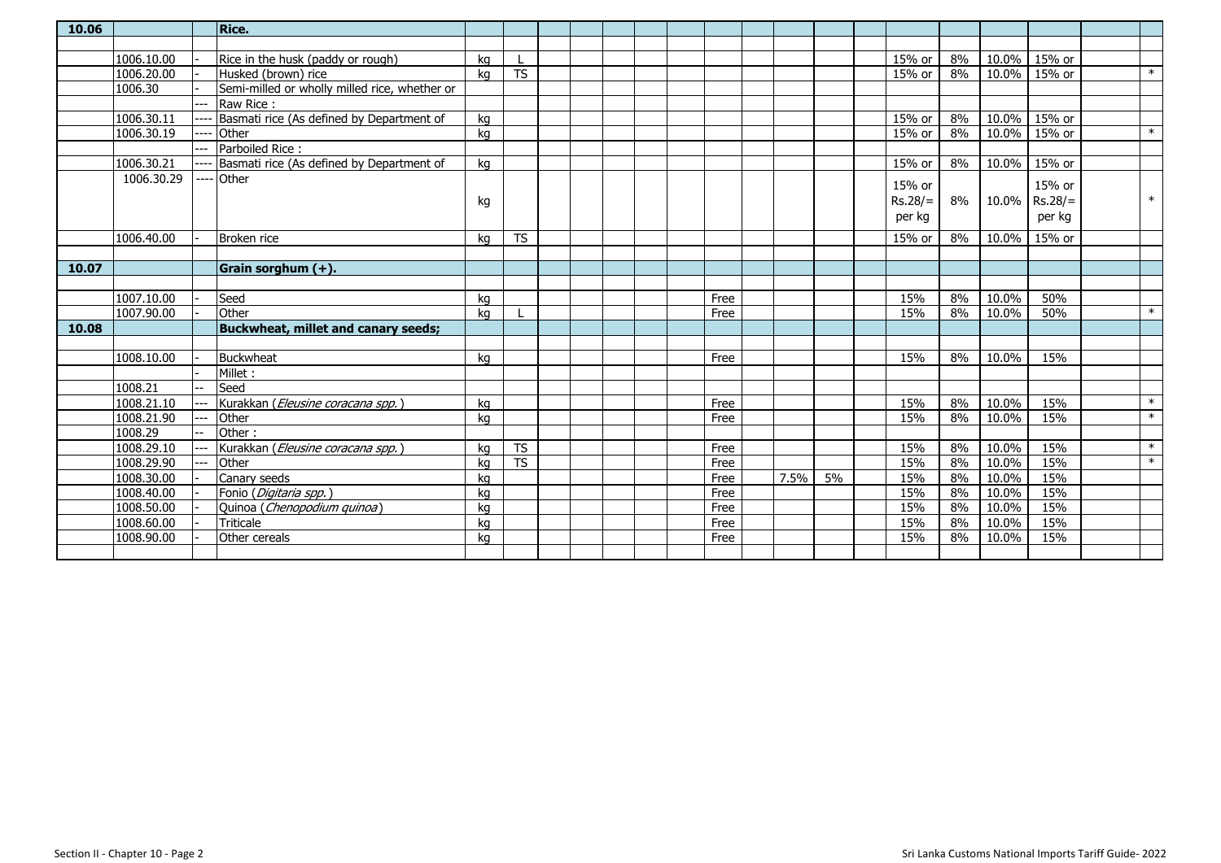| | | | | | | | | | | | | | | | | | | | | | |
|---|---|---|---|---|---|---|---|---|---|---|---|---|---|---|---|---|---|---|---|---|---|
| **10.06** | | | **Rice.** | | | | | | | | | | | | | | | | | | |
| | | | | | | | | | | | | | | | | | | | | | |
| | 1006.10.00 | - | Rice in the husk (paddy or rough) | kg | L | | | | | | | | | | | 15% or | 8% | 10.0% | 15% or | | |
| | 1006.20.00 | - | Husked (brown) rice | kg | TS | | | | | | | | | | | 15% or | 8% | 10.0% | 15% or | | * |
| | 1006.30 | - | Semi-milled or wholly milled rice, whether or | | | | | | | | | | | | | | | | | | |
| | | --- | Raw Rice : | | | | | | | | | | | | | | | | | | |
| | 1006.30.11 | ---- | Basmati rice (As defined by Department of | kg | | | | | | | | | | | | 15% or | 8% | 10.0% | 15% or | | |
| | 1006.30.19 | ---- | Other | kg | | | | | | | | | | | | 15% or | 8% | 10.0% | 15% or | | * |
| | | --- | Parboiled Rice : | | | | | | | | | | | | | | | | | | |
| | 1006.30.21 | ---- | Basmati rice (As defined by Department of | kg | | | | | | | | | | | | 15% or | 8% | 10.0% | 15% or | | |
| | 1006.30.29 | ---- | Other | kg | | | | | | | | | | | | 15% or Rs.28/= per kg | 8% | 10.0% | 15% or Rs.28/= per kg | | * |
| | 1006.40.00 | - | Broken rice | kg | TS | | | | | | | | | | | 15% or | 8% | 10.0% | 15% or | | |
| | | | | | | | | | | | | | | | | | | | | | |
| **10.07** | | | **Grain sorghum (+).** | | | | | | | | | | | | | | | | | | |
| | | | | | | | | | | | | | | | | | | | | | |
| | 1007.10.00 | - | Seed | kg | | | | | | | Free | | | | | 15% | 8% | 10.0% | 50% | | |
| | 1007.90.00 | - | Other | kg | L | | | | | | Free | | | | | 15% | 8% | 10.0% | 50% | | * |
| **10.08** | | | **Buckwheat, millet and canary seeds;** | | | | | | | | | | | | | | | | | | |
| | | | | | | | | | | | | | | | | | | | | | |
| | 1008.10.00 | - | Buckwheat | kg | | | | | | | Free | | | | | 15% | 8% | 10.0% | 15% | | |
| | | - | Millet : | | | | | | | | | | | | | | | | | | |
| | 1008.21 | -- | Seed | | | | | | | | | | | | | | | | | | |
| | 1008.21.10 | --- | Kurakkan (*Eleusine coracana spp.*) | kg | | | | | | | Free | | | | | 15% | 8% | 10.0% | 15% | | * |
| | 1008.21.90 | --- | Other | kg | | | | | | | Free | | | | | 15% | 8% | 10.0% | 15% | | * |
| | 1008.29 | -- | Other : | | | | | | | | | | | | | | | | | | |
| | 1008.29.10 | --- | Kurakkan (*Eleusine coracana spp.*) | kg | TS | | | | | | Free | | | | | 15% | 8% | 10.0% | 15% | | * |
| | 1008.29.90 | --- | Other | kg | TS | | | | | | Free | | | | | 15% | 8% | 10.0% | 15% | | * |
| | 1008.30.00 | - | Canary seeds | kg | | | | | | | Free | | 7.5% | 5% | | 15% | 8% | 10.0% | 15% | | |
| | 1008.40.00 | - | Fonio (*Digitaria spp.*) | kg | | | | | | | Free | | | | | 15% | 8% | 10.0% | 15% | | |
| | 1008.50.00 | - | Quinoa (*Chenopodium quinoa*) | kg | | | | | | | Free | | | | | 15% | 8% | 10.0% | 15% | | |
| | 1008.60.00 | - | Triticale | kg | | | | | | | Free | | | | | 15% | 8% | 10.0% | 15% | | |
| | 1008.90.00 | - | Other cereals | kg | | | | | | | Free | | | | | 15% | 8% | 10.0% | 15% | | |
| | | | | | | | | | | | | | | | | | | | | | |